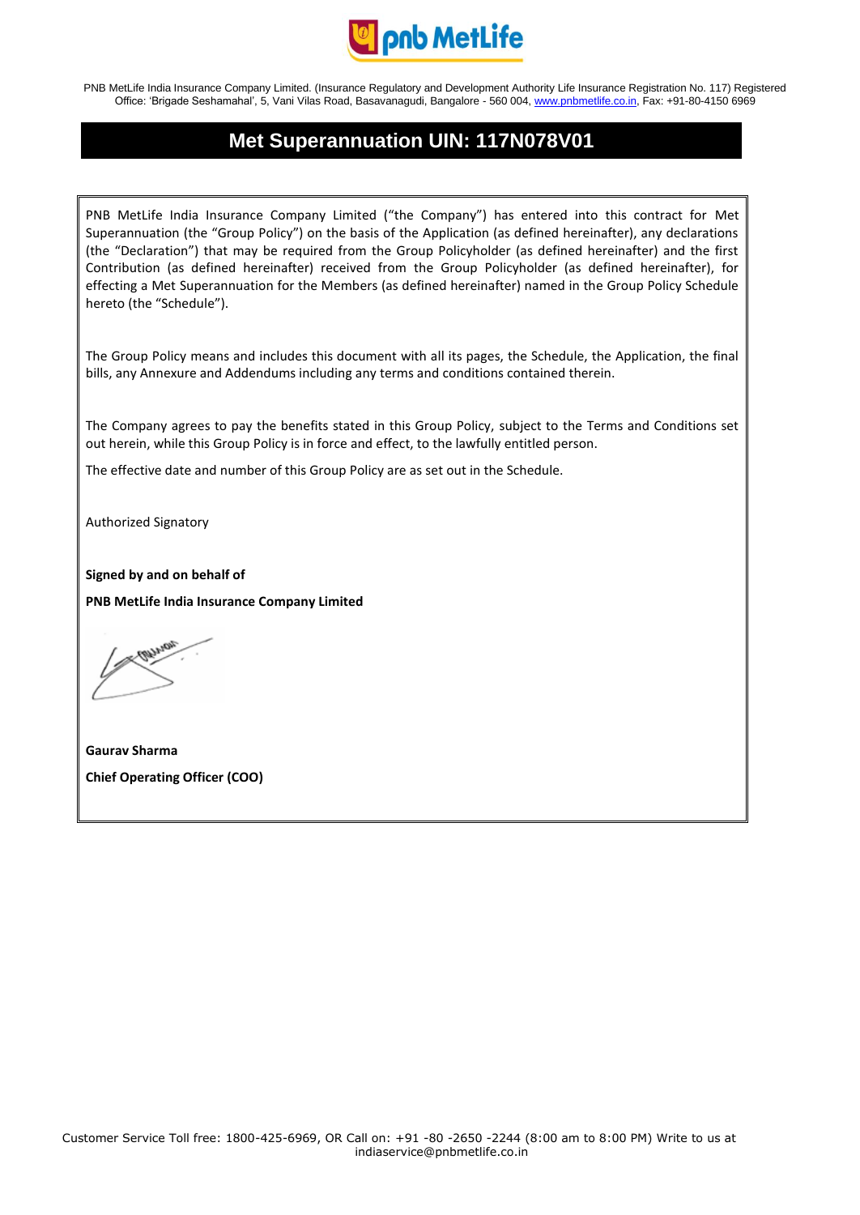PNB MetLife India Insurance Company Limited. (Insurance Regulatory and Development Authority Life Insurance Registration No. 117) Registered Office: 'Brigade Seshamahal', 5, Vani Vilas Road, Basavanagudi, Bangalore - 560 004, www.pnbmetlife.co.in, Fax: +91-80-4150 6969

# Met Superannuation UIN: 117N078V01

PNB MetLife India Insurance Company Limited ("the Company") has entered into this contract for Met Superannuation (the "Group Policy") on the basis of the Application (as defined hereinafter), any declarations (the "Declaration") that may be required from the Group Policyholder (as defined hereinafter) and the first Contribution (as defined hereinafter) received from the Group Policyholder (as defined hereinafter), for effecting a Met Superannuation for the Members (as defined hereinafter) named in the Group Policy Schedule hereto (the "Schedule").

The Group Policy means and includes this document with all its pages, the Schedule, the Application, the final bills, any Annexure and Addendums including any terms and conditions contained therein.

The Company agrees to pay the benefits stated in this Group Policy, subject to the Terms and Conditions set out herein, while this Group Policy is in force and effect, to the lawfully entitled person.

The effective date and number of this Group Policy are as set out in the Schedule.

Authorized Signatory

**Signed by and on behalf of**

**PNB MetLife India Insurance Company Limited**

**Gaurav Sharma**

**Chief Operating Officer (COO)**

Customer Service Toll free: 1800-425-6969, OR Call on: +91 -80 -2650 -2244 (8:00 am to 8:00 PM) Write to us at indiaservice@pnbmetlife.co.in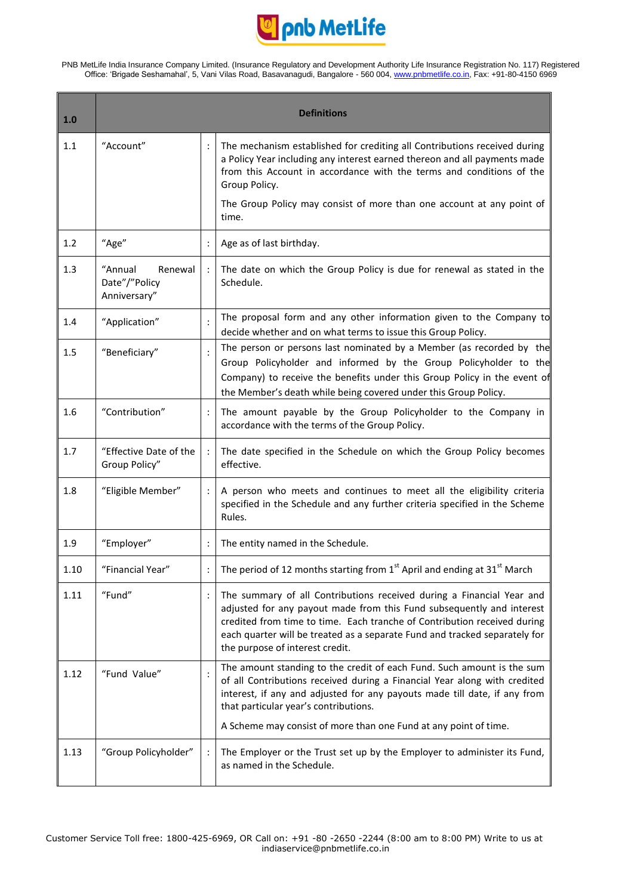| 1.0 | Definitions | | |
|---|---|---|---|
| 1.1 | "Account" | : | The mechanism established for crediting all Contributions received during a Policy Year including any interest earned thereon and all payments made from this Account in accordance with the terms and conditions of the Group Policy.<br><br>The Group Policy may consist of more than one account at any point of time. |
| 1.2 | "Age" | : | Age as of last birthday. |
| 1.3 | "Annual Renewal Date"/"Policy Anniversary" | : | The date on which the Group Policy is due for renewal as stated in the Schedule. |
| 1.4 | "Application" | : | The proposal form and any other information given to the Company to decide whether and on what terms to issue this Group Policy. |
| 1.5 | "Beneficiary" | : | The person or persons last nominated by a Member (as recorded by the Group Policyholder and informed by the Group Policyholder to the Company) to receive the benefits under this Group Policy in the event of the Member's death while being covered under this Group Policy. |
| 1.6 | "Contribution" | : | The amount payable by the Group Policyholder to the Company in accordance with the terms of the Group Policy. |
| 1.7 | "Effective Date of the Group Policy" | : | The date specified in the Schedule on which the Group Policy becomes effective. |
| 1.8 | "Eligible Member" | : | A person who meets and continues to meet all the eligibility criteria specified in the Schedule and any further criteria specified in the Scheme Rules. |
| 1.9 | "Employer" | : | The entity named in the Schedule. |
| 1.10 | "Financial Year" | : | The period of 12 months starting from 1st April and ending at 31st March |
| 1.11 | "Fund" | : | The summary of all Contributions received during a Financial Year and adjusted for any payout made from this Fund subsequently and interest credited from time to time. Each tranche of Contribution received during each quarter will be treated as a separate Fund and tracked separately for the purpose of interest credit. |
| 1.12 | "Fund Value" | : | The amount standing to the credit of each Fund. Such amount is the sum of all Contributions received during a Financial Year along with credited interest, if any and adjusted for any payouts made till date, if any from that particular year's contributions.<br><br>A Scheme may consist of more than one Fund at any point of time. |
| 1.13 | "Group Policyholder" | : | The Employer or the Trust set up by the Employer to administer its Fund, as named in the Schedule. |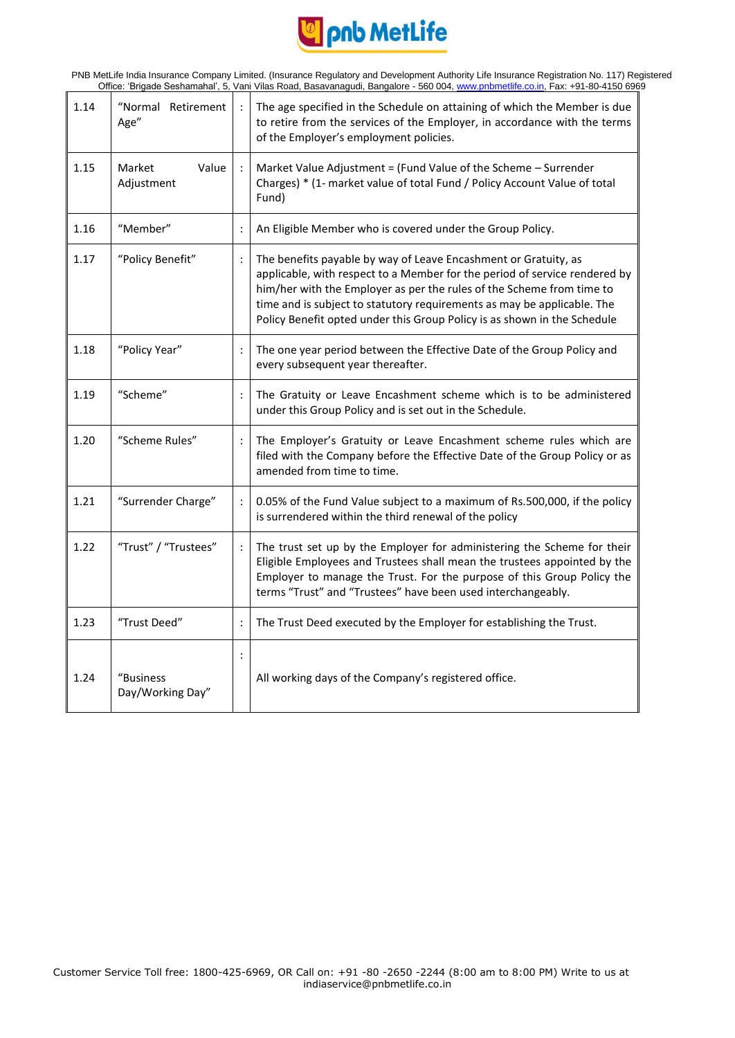| 1.14 | "Normal Retirement Age" | : | The age specified in the Schedule on attaining of which the Member is due to retire from the services of the Employer, in accordance with the terms of the Employer's employment policies. |
|---|---|---|---|
| 1.15 | Market Value Adjustment | : | Market Value Adjustment = (Fund Value of the Scheme – Surrender Charges) * (1- market value of total Fund / Policy Account Value of total Fund) |
| 1.16 | "Member" | : | An Eligible Member who is covered under the Group Policy. |
| 1.17 | "Policy Benefit" | : | The benefits payable by way of Leave Encashment or Gratuity, as applicable, with respect to a Member for the period of service rendered by him/her with the Employer as per the rules of the Scheme from time to time and is subject to statutory requirements as may be applicable. The Policy Benefit opted under this Group Policy is as shown in the Schedule |
| 1.18 | "Policy Year" | : | The one year period between the Effective Date of the Group Policy and every subsequent year thereafter. |
| 1.19 | "Scheme" | : | The Gratuity or Leave Encashment scheme which is to be administered under this Group Policy and is set out in the Schedule. |
| 1.20 | "Scheme Rules" | : | The Employer's Gratuity or Leave Encashment scheme rules which are filed with the Company before the Effective Date of the Group Policy or as amended from time to time. |
| 1.21 | "Surrender Charge" | : | 0.05% of the Fund Value subject to a maximum of Rs.500,000, if the policy is surrendered within the third renewal of the policy |
| 1.22 | "Trust" / "Trustees" | : | The trust set up by the Employer for administering the Scheme for their Eligible Employees and Trustees shall mean the trustees appointed by the Employer to manage the Trust. For the purpose of this Group Policy the terms "Trust" and "Trustees" have been used interchangeably. |
| 1.23 | "Trust Deed" | : | The Trust Deed executed by the Employer for establishing the Trust. |
| 1.24 | "Business Day/Working Day" | : | All working days of the Company's registered office. |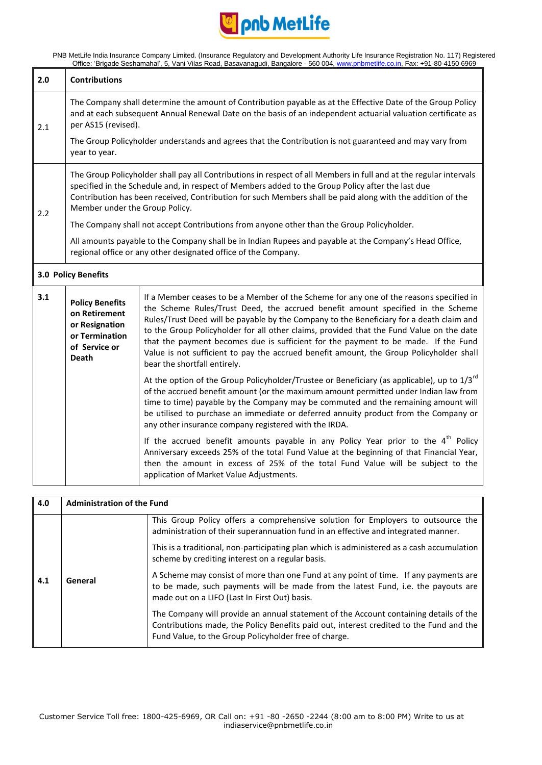| 2.0 | Contributions |
|---|---|
| 2.1 | The Company shall determine the amount of Contribution payable as at the Effective Date of the Group Policy and at each subsequent Annual Renewal Date on the basis of an independent actuarial valuation certificate as per AS15 (revised).<br><br>The Group Policyholder understands and agrees that the Contribution is not guaranteed and may vary from year to year. |
| 2.2 | The Group Policyholder shall pay all Contributions in respect of all Members in full and at the regular intervals specified in the Schedule and, in respect of Members added to the Group Policy after the last due Contribution has been received, Contribution for such Members shall be paid along with the addition of the Member under the Group Policy.<br><br>The Company shall not accept Contributions from anyone other than the Group Policyholder.<br><br>All amounts payable to the Company shall be in Indian Rupees and payable at the Company's Head Office, regional office or any other designated office of the Company. |

| 3.0 Policy Benefits | | |
|---|---|---|
| 3.1 | **Policy Benefits on Retirement or Resignation or Termination of Service or Death** | If a Member ceases to be a Member of the Scheme for any one of the reasons specified in the Scheme Rules/Trust Deed, the accrued benefit amount specified in the Scheme Rules/Trust Deed will be payable by the Company to the Beneficiary for a death claim and to the Group Policyholder for all other claims, provided that the Fund Value on the date that the payment becomes due is sufficient for the payment to be made. If the Fund Value is not sufficient to pay the accrued benefit amount, the Group Policyholder shall bear the shortfall entirely.<br><br>At the option of the Group Policyholder/Trustee or Beneficiary (as applicable), up to 1/3rd of the accrued benefit amount (or the maximum amount permitted under Indian law from time to time) payable by the Company may be commuted and the remaining amount will be utilised to purchase an immediate or deferred annuity product from the Company or any other insurance company registered with the IRDA.<br><br>If the accrued benefit amounts payable in any Policy Year prior to the 4th Policy Anniversary exceeds 25% of the total Fund Value at the beginning of that Financial Year, then the amount in excess of 25% of the total Fund Value will be subject to the application of Market Value Adjustments. |

| 4.0 | Administration of the Fund | |
|---|---|---|
| 4.1 | General | This Group Policy offers a comprehensive solution for Employers to outsource the administration of their superannuation fund in an effective and integrated manner.<br><br>This is a traditional, non-participating plan which is administered as a cash accumulation scheme by crediting interest on a regular basis.<br><br>A Scheme may consist of more than one Fund at any point of time. If any payments are to be made, such payments will be made from the latest Fund, i.e. the payouts are made out on a LIFO (Last In First Out) basis.<br><br>The Company will provide an annual statement of the Account containing details of the Contributions made, the Policy Benefits paid out, interest credited to the Fund and the Fund Value, to the Group Policyholder free of charge. |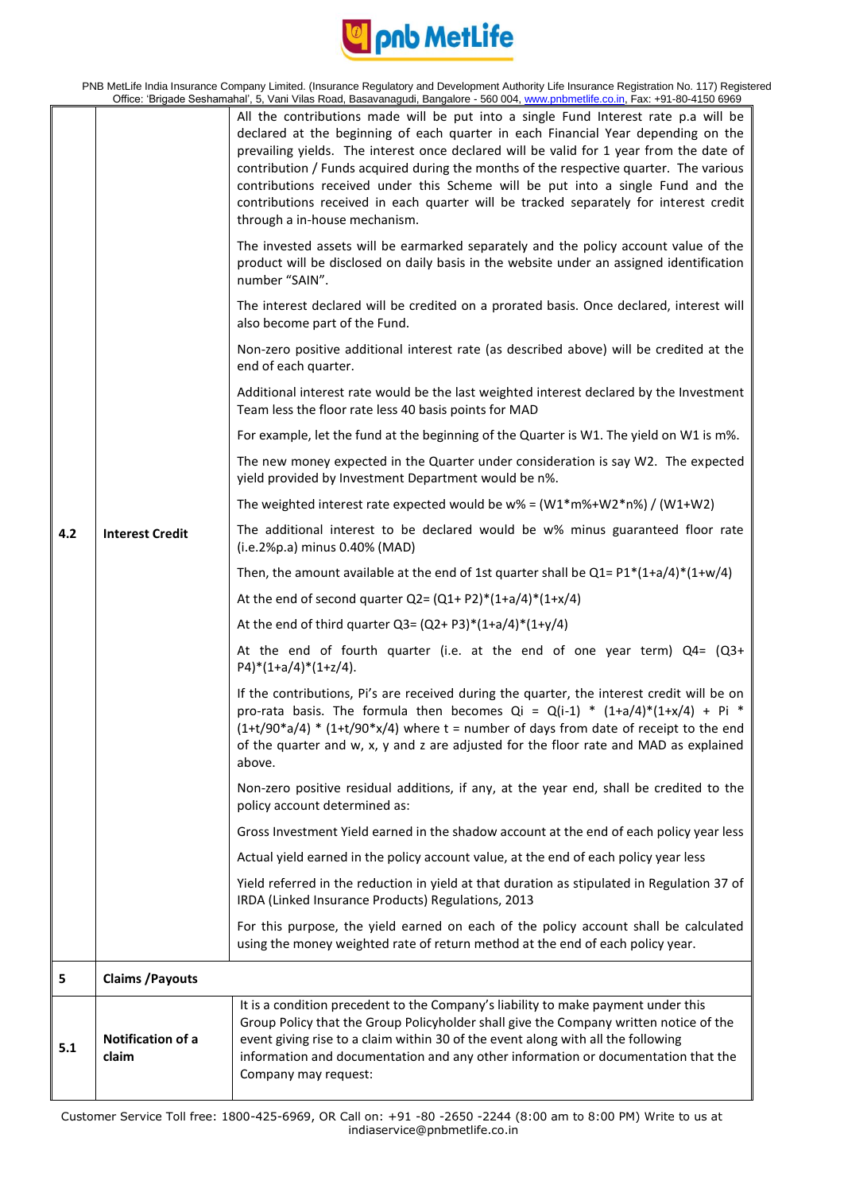| | | |
|---|---|---|
| 4.2 | **Interest Credit** | All the contributions made will be put into a single Fund Interest rate p.a will be declared at the beginning of each quarter in each Financial Year depending on the prevailing yields. The interest once declared will be valid for 1 year from the date of contribution / Funds acquired during the months of the respective quarter. The various contributions received under this Scheme will be put into a single Fund and the contributions received in each quarter will be tracked separately for interest credit through a in-house mechanism.<br><br>The invested assets will be earmarked separately and the policy account value of the product will be disclosed on daily basis in the website under an assigned identification number "SAIN".<br><br>The interest declared will be credited on a prorated basis. Once declared, interest will also become part of the Fund.<br><br>Non-zero positive additional interest rate (as described above) will be credited at the end of each quarter.<br><br>Additional interest rate would be the last weighted interest declared by the Investment Team less the floor rate less 40 basis points for MAD<br><br>For example, let the fund at the beginning of the Quarter is W1. The yield on W1 is m%.<br><br>The new money expected in the Quarter under consideration is say W2. The expected yield provided by Investment Department would be n%.<br><br>The weighted interest rate expected would be $w\% = (W1*m\%+W2*n\%) / (W1+W2)$<br><br>The additional interest to be declared would be w% minus guaranteed floor rate (i.e.2%p.a) minus 0.40% (MAD)<br><br>Then, the amount available at the end of 1st quarter shall be $Q1= P1*(1+a/4)*(1+w/4)$<br><br>At the end of second quarter $Q2= (Q1+ P2)*(1+a/4)*(1+x/4)$<br><br>At the end of third quarter $Q3= (Q2+ P3)*(1+a/4)*(1+y/4)$<br><br>At the end of fourth quarter (i.e. at the end of one year term) $Q4= (Q3+ P4)*(1+a/4)*(1+z/4)$.<br><br>If the contributions, Pi's are received during the quarter, the interest credit will be on pro-rata basis. The formula then becomes $Qi = Q(i-1) * (1+a/4)*(1+x/4) + Pi * (1+t/90*a/4) * (1+t/90*x/4)$ where t = number of days from date of receipt to the end of the quarter and w, x, y and z are adjusted for the floor rate and MAD as explained above.<br><br>Non-zero positive residual additions, if any, at the year end, shall be credited to the policy account determined as:<br><br>Gross Investment Yield earned in the shadow account at the end of each policy year less<br><br>Actual yield earned in the policy account value, at the end of each policy year less<br><br>Yield referred in the reduction in yield at that duration as stipulated in Regulation 37 of IRDA (Linked Insurance Products) Regulations, 2013<br><br>For this purpose, the yield earned on each of the policy account shall be calculated using the money weighted rate of return method at the end of each policy year. |
| 5 | **Claims /Payouts** | |
| 5.1 | **Notification of a claim** | It is a condition precedent to the Company's liability to make payment under this Group Policy that the Group Policyholder shall give the Company written notice of the event giving rise to a claim within 30 of the event along with all the following information and documentation and any other information or documentation that the Company may request: |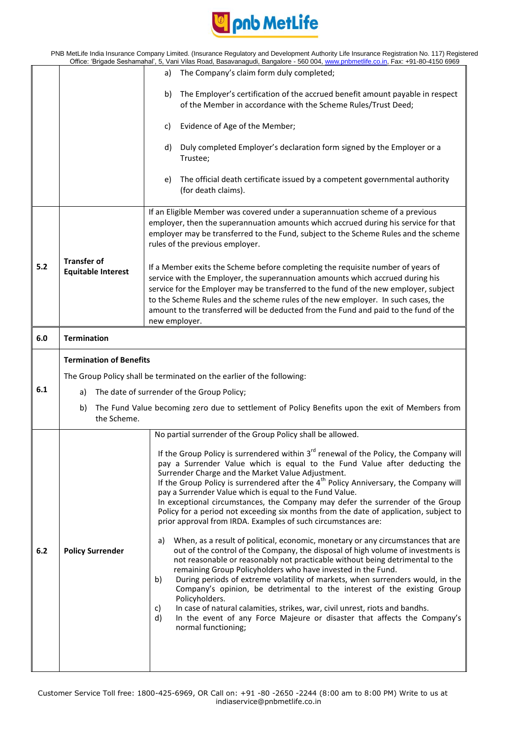| | | |
|---|---|---|
| | | a) The Company's claim form duly completed;<br><br>b) The Employer's certification of the accrued benefit amount payable in respect of the Member in accordance with the Scheme Rules/Trust Deed;<br><br>c) Evidence of Age of the Member;<br><br>d) Duly completed Employer's declaration form signed by the Employer or a Trustee;<br><br>e) The official death certificate issued by a competent governmental authority (for death claims). |
| 5.2 | **Transfer of Equitable Interest** | If an Eligible Member was covered under a superannuation scheme of a previous employer, then the superannuation amounts which accrued during his service for that employer may be transferred to the Fund, subject to the Scheme Rules and the scheme rules of the previous employer.<br><br>If a Member exits the Scheme before completing the requisite number of years of service with the Employer, the superannuation amounts which accrued during his service for the Employer may be transferred to the fund of the new employer, subject to the Scheme Rules and the scheme rules of the new employer. In such cases, the amount to the transferred will be deducted from the Fund and paid to the fund of the new employer. |
| 6.0 | **Termination** | |
| 6.1 | **Termination of Benefits**<br><br>The Group Policy shall be terminated on the earlier of the following:<br><br>a) The date of surrender of the Group Policy;<br><br>b) The Fund Value becoming zero due to settlement of Policy Benefits upon the exit of Members from the Scheme. | |
| 6.2 | **Policy Surrender** | No partial surrender of the Group Policy shall be allowed.<br><br>If the Group Policy is surrendered within 3rd renewal of the Policy, the Company will pay a Surrender Value which is equal to the Fund Value after deducting the Surrender Charge and the Market Value Adjustment.<br>If the Group Policy is surrendered after the 4th Policy Anniversary, the Company will pay a Surrender Value which is equal to the Fund Value.<br>In exceptional circumstances, the Company may defer the surrender of the Group Policy for a period not exceeding six months from the date of application, subject to prior approval from IRDA. Examples of such circumstances are:<br><br>a) When, as a result of political, economic, monetary or any circumstances that are out of the control of the Company, the disposal of high volume of investments is not reasonable or reasonably not practicable without being detrimental to the remaining Group Policyholders who have invested in the Fund.<br>b) During periods of extreme volatility of markets, when surrenders would, in the Company's opinion, be detrimental to the interest of the existing Group Policyholders.<br>c) In case of natural calamities, strikes, war, civil unrest, riots and bandhs.<br>d) In the event of any Force Majeure or disaster that affects the Company's normal functioning; |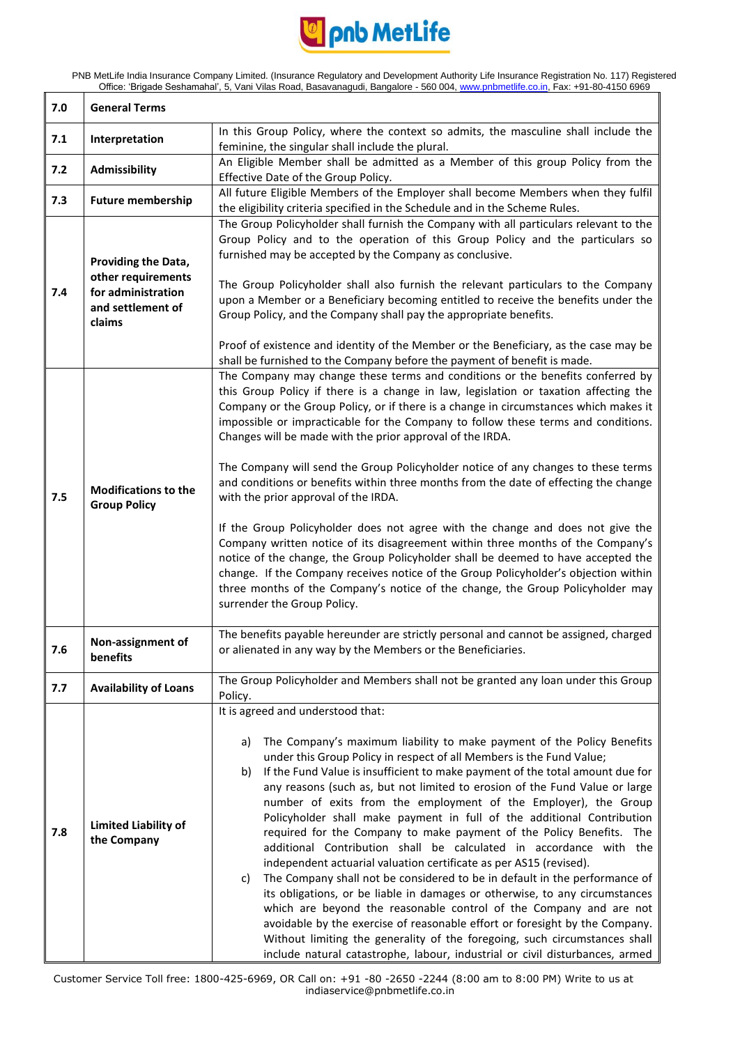| 7.0 | General Terms | |
|---|---|---|
| 7.1 | Interpretation | In this Group Policy, where the context so admits, the masculine shall include the feminine, the singular shall include the plural. |
| 7.2 | Admissibility | An Eligible Member shall be admitted as a Member of this group Policy from the Effective Date of the Group Policy. |
| 7.3 | Future membership | All future Eligible Members of the Employer shall become Members when they fulfil the eligibility criteria specified in the Schedule and in the Scheme Rules. |
| 7.4 | Providing the Data, other requirements for administration and settlement of claims | The Group Policyholder shall furnish the Company with all particulars relevant to the Group Policy and to the operation of this Group Policy and the particulars so furnished may be accepted by the Company as conclusive.<br><br>The Group Policyholder shall also furnish the relevant particulars to the Company upon a Member or a Beneficiary becoming entitled to receive the benefits under the Group Policy, and the Company shall pay the appropriate benefits.<br><br>Proof of existence and identity of the Member or the Beneficiary, as the case may be shall be furnished to the Company before the payment of benefit is made. |
| 7.5 | Modifications to the Group Policy | The Company may change these terms and conditions or the benefits conferred by this Group Policy if there is a change in law, legislation or taxation affecting the Company or the Group Policy, or if there is a change in circumstances which makes it impossible or impracticable for the Company to follow these terms and conditions. Changes will be made with the prior approval of the IRDA.<br><br>The Company will send the Group Policyholder notice of any changes to these terms and conditions or benefits within three months from the date of effecting the change with the prior approval of the IRDA.<br><br>If the Group Policyholder does not agree with the change and does not give the Company written notice of its disagreement within three months of the Company's notice of the change, the Group Policyholder shall be deemed to have accepted the change. If the Company receives notice of the Group Policyholder's objection within three months of the Company's notice of the change, the Group Policyholder may surrender the Group Policy. |
| 7.6 | Non-assignment of benefits | The benefits payable hereunder are strictly personal and cannot be assigned, charged or alienated in any way by the Members or the Beneficiaries. |
| 7.7 | Availability of Loans | The Group Policyholder and Members shall not be granted any loan under this Group Policy. |
| 7.8 | Limited Liability of the Company | It is agreed and understood that:<br><br>a) The Company's maximum liability to make payment of the Policy Benefits under this Group Policy in respect of all Members is the Fund Value;<br>b) If the Fund Value is insufficient to make payment of the total amount due for any reasons (such as, but not limited to erosion of the Fund Value or large number of exits from the employment of the Employer), the Group Policyholder shall make payment in full of the additional Contribution required for the Company to make payment of the Policy Benefits. The additional Contribution shall be calculated in accordance with the independent actuarial valuation certificate as per AS15 (revised).<br>c) The Company shall not be considered to be in default in the performance of its obligations, or be liable in damages or otherwise, to any circumstances which are beyond the reasonable control of the Company and are not avoidable by the exercise of reasonable effort or foresight by the Company. Without limiting the generality of the foregoing, such circumstances shall include natural catastrophe, labour, industrial or civil disturbances, armed |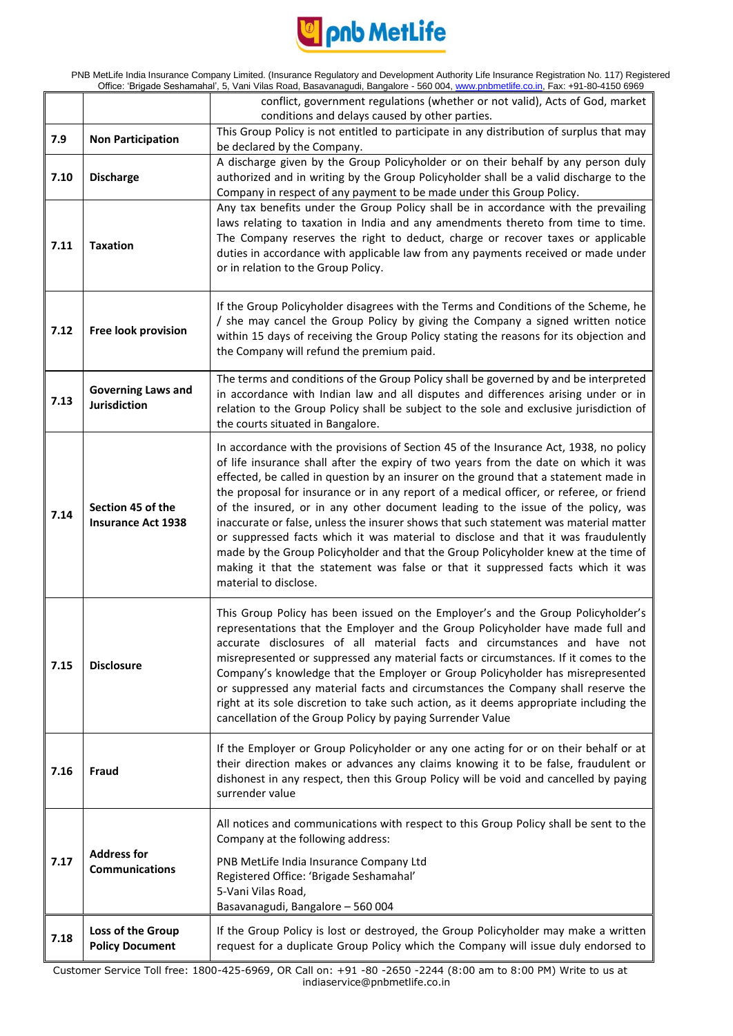|  |  | conflict, government regulations (whether or not valid), Acts of God, market conditions and delays caused by other parties. |
|---|---|---|
| 7.9 | **Non Participation** | This Group Policy is not entitled to participate in any distribution of surplus that may be declared by the Company. |
| 7.10 | **Discharge** | A discharge given by the Group Policyholder or on their behalf by any person duly authorized and in writing by the Group Policyholder shall be a valid discharge to the Company in respect of any payment to be made under this Group Policy. |
| 7.11 | **Taxation** | Any tax benefits under the Group Policy shall be in accordance with the prevailing laws relating to taxation in India and any amendments thereto from time to time. The Company reserves the right to deduct, charge or recover taxes or applicable duties in accordance with applicable law from any payments received or made under or in relation to the Group Policy. |
| 7.12 | **Free look provision** | If the Group Policyholder disagrees with the Terms and Conditions of the Scheme, he / she may cancel the Group Policy by giving the Company a signed written notice within 15 days of receiving the Group Policy stating the reasons for its objection and the Company will refund the premium paid. |
| 7.13 | **Governing Laws and Jurisdiction** | The terms and conditions of the Group Policy shall be governed by and be interpreted in accordance with Indian law and all disputes and differences arising under or in relation to the Group Policy shall be subject to the sole and exclusive jurisdiction of the courts situated in Bangalore. |
| 7.14 | **Section 45 of the Insurance Act 1938** | In accordance with the provisions of Section 45 of the Insurance Act, 1938, no policy of life insurance shall after the expiry of two years from the date on which it was effected, be called in question by an insurer on the ground that a statement made in the proposal for insurance or in any report of a medical officer, or referee, or friend of the insured, or in any other document leading to the issue of the policy, was inaccurate or false, unless the insurer shows that such statement was material matter or suppressed facts which it was material to disclose and that it was fraudulently made by the Group Policyholder and that the Group Policyholder knew at the time of making it that the statement was false or that it suppressed facts which it was material to disclose. |
| 7.15 | **Disclosure** | This Group Policy has been issued on the Employer's and the Group Policyholder's representations that the Employer and the Group Policyholder have made full and accurate disclosures of all material facts and circumstances and have not misrepresented or suppressed any material facts or circumstances. If it comes to the Company's knowledge that the Employer or Group Policyholder has misrepresented or suppressed any material facts and circumstances the Company shall reserve the right at its sole discretion to take such action, as it deems appropriate including the cancellation of the Group Policy by paying Surrender Value |
| 7.16 | **Fraud** | If the Employer or Group Policyholder or any one acting for or on their behalf or at their direction makes or advances any claims knowing it to be false, fraudulent or dishonest in any respect, then this Group Policy will be void and cancelled by paying surrender value |
| 7.17 | **Address for Communications** | All notices and communications with respect to this Group Policy shall be sent to the Company at the following address:<br><br>PNB MetLife India Insurance Company Ltd<br>Registered Office: 'Brigade Seshamahal'<br>5-Vani Vilas Road,<br>Basavanagudi, Bangalore – 560 004 |
| 7.18 | **Loss of the Group Policy Document** | If the Group Policy is lost or destroyed, the Group Policyholder may make a written request for a duplicate Group Policy which the Company will issue duly endorsed to |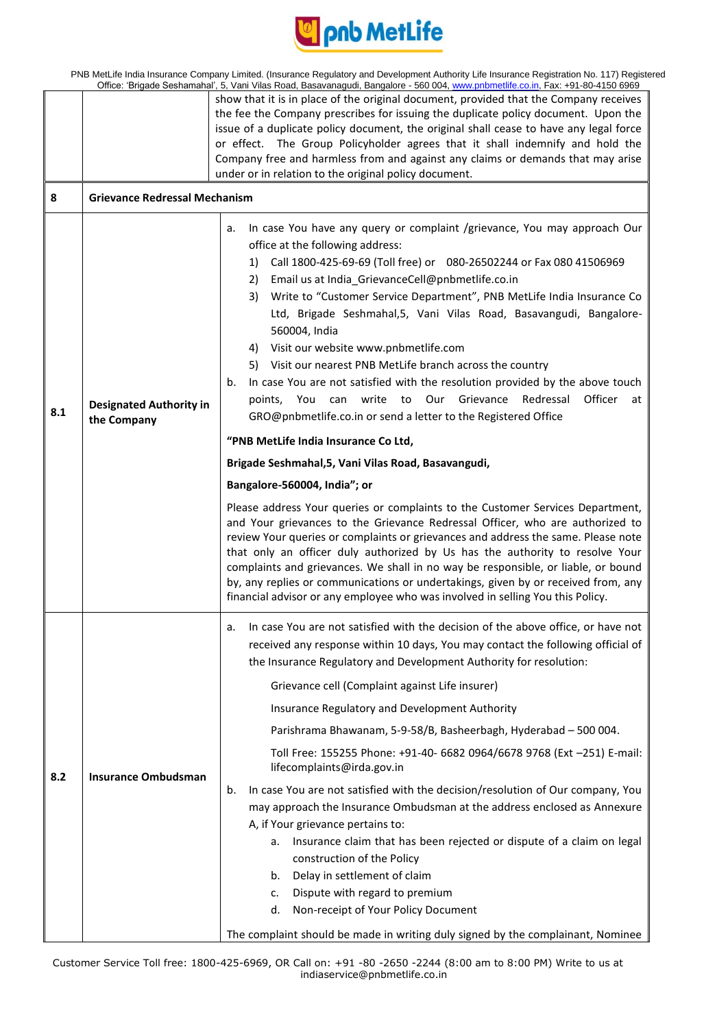| | | |
|---|---|---|
| | | show that it is in place of the original document, provided that the Company receives the fee the Company prescribes for issuing the duplicate policy document. Upon the issue of a duplicate policy document, the original shall cease to have any legal force or effect. The Group Policyholder agrees that it shall indemnify and hold the Company free and harmless from and against any claims or demands that may arise under or in relation to the original policy document. |
| **8** | **Grievance Redressal Mechanism** | |
| **8.1** | **Designated Authority in the Company** | a. In case You have any query or complaint /grievance, You may approach Our office at the following address:<br>1) Call 1800-425-69-69 (Toll free) or 080-26502244 or Fax 080 41506969<br>2) Email us at India_GrievanceCell@pnbmetlife.co.in<br>3) Write to "Customer Service Department", PNB MetLife India Insurance Co Ltd, Brigade Seshmahal,5, Vani Vilas Road, Basavangudi, Bangalore-560004, India<br>4) Visit our website www.pnbmetlife.com<br>5) Visit our nearest PNB MetLife branch across the country<br>b. In case You are not satisfied with the resolution provided by the above touch points, You can write to Our Grievance Redressal Officer at GRO@pnbmetlife.co.in or send a letter to the Registered Office<br><br>**"PNB MetLife India Insurance Co Ltd,**<br>**Brigade Seshmahal,5, Vani Vilas Road, Basavangudi,**<br>**Bangalore-560004, India"; or**<br><br>Please address Your queries or complaints to the Customer Services Department, and Your grievances to the Grievance Redressal Officer, who are authorized to review Your queries or complaints or grievances and address the same. Please note that only an officer duly authorized by Us has the authority to resolve Your complaints and grievances. We shall in no way be responsible, or liable, or bound by, any replies or communications or undertakings, given by or received from, any financial advisor or any employee who was involved in selling You this Policy. |
| **8.2** | **Insurance Ombudsman** | a. In case You are not satisfied with the decision of the above office, or have not received any response within 10 days, You may contact the following official of the Insurance Regulatory and Development Authority for resolution:<br><br>Grievance cell (Complaint against Life insurer)<br>Insurance Regulatory and Development Authority<br>Parishrama Bhawanam, 5-9-58/B, Basheerbagh, Hyderabad – 500 004.<br>Toll Free: 155255 Phone: +91-40- 6682 0964/6678 9768 (Ext –251) E-mail: lifecomplaints@irda.gov.in<br><br>b. In case You are not satisfied with the decision/resolution of Our company, You may approach the Insurance Ombudsman at the address enclosed as Annexure A, if Your grievance pertains to:<br>a. Insurance claim that has been rejected or dispute of a claim on legal construction of the Policy<br>b. Delay in settlement of claim<br>c. Dispute with regard to premium<br>d. Non-receipt of Your Policy Document<br><br>The complaint should be made in writing duly signed by the complainant, Nominee |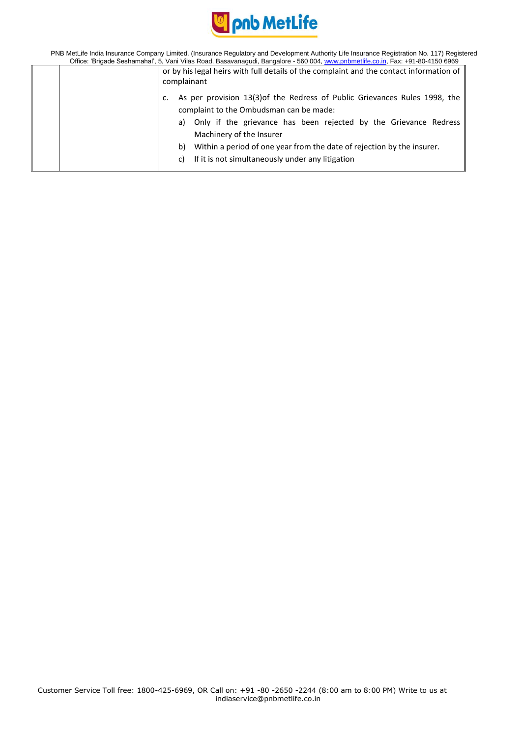| | | |
|---|---|---|
| | | or by his legal heirs with full details of the complaint and the contact information of complainant<br><br>c. As per provision 13(3)of the Redress of Public Grievances Rules 1998, the complaint to the Ombudsman can be made:<br>a) Only if the grievance has been rejected by the Grievance Redress Machinery of the Insurer<br>b) Within a period of one year from the date of rejection by the insurer.<br>c) If it is not simultaneously under any litigation |